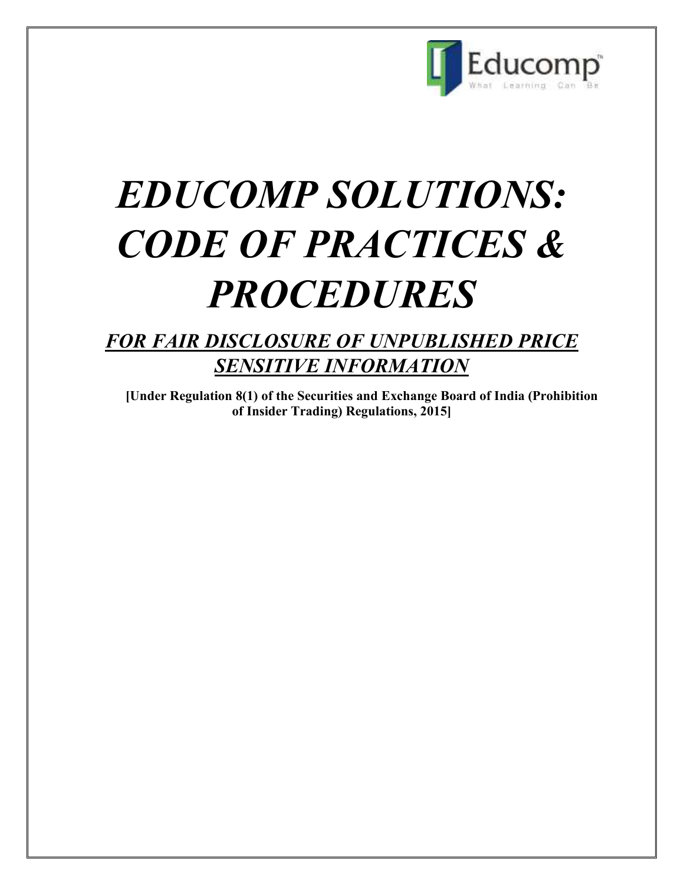# *EDUCOMP SOLUTIONS: CODE OF PRACTICES & PROCEDURES*

## ***FOR FAIR DISCLOSURE OF UNPUBLISHED PRICE SENSITIVE INFORMATION***

**[Under Regulation 8(1) of the Securities and Exchange Board of India (Prohibition of Insider Trading) Regulations, 2015]**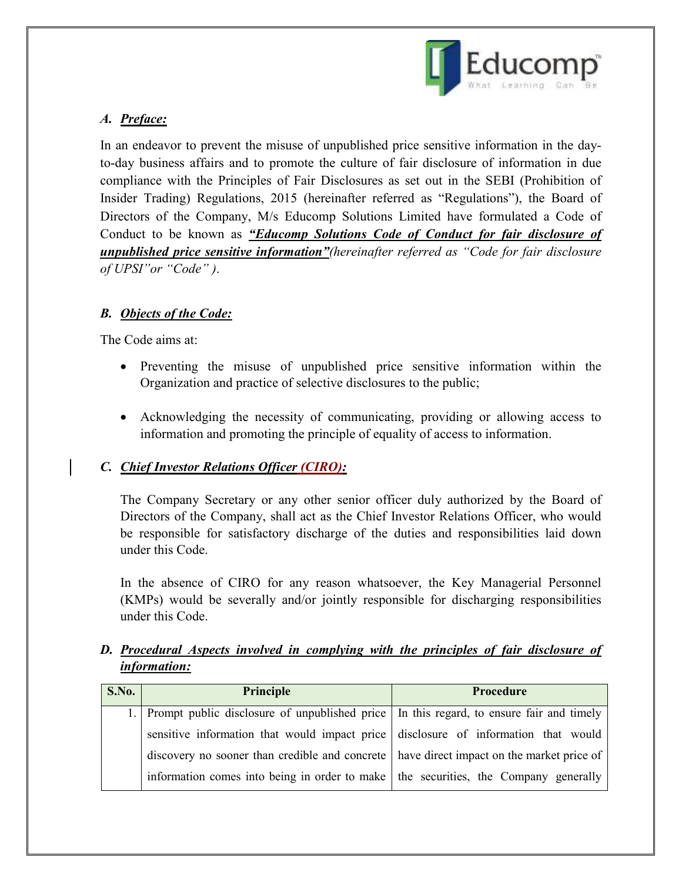### A. *Preface:*

In an endeavor to prevent the misuse of unpublished price sensitive information in the day-to-day business affairs and to promote the culture of fair disclosure of information in due compliance with the Principles of Fair Disclosures as set out in the SEBI (Prohibition of Insider Trading) Regulations, 2015 (hereinafter referred as "Regulations"), the Board of Directors of the Company, M/s Educomp Solutions Limited have formulated a Code of Conduct to be known as ***"Educomp Solutions Code of Conduct for fair disclosure of unpublished price sensitive information"****(hereinafter referred as "Code for fair disclosure of UPSI"or "Code" ).*

### B. *Objects of the Code:*

The Code aims at:

- Preventing the misuse of unpublished price sensitive information within the Organization and practice of selective disclosures to the public;
- Acknowledging the necessity of communicating, providing or allowing access to information and promoting the principle of equality of access to information.

### C. *Chief Investor Relations Officer (CIRO):*

The Company Secretary or any other senior officer duly authorized by the Board of Directors of the Company, shall act as the Chief Investor Relations Officer, who would be responsible for satisfactory discharge of the duties and responsibilities laid down under this Code.

In the absence of CIRO for any reason whatsoever, the Key Managerial Personnel (KMPs) would be severally and/or jointly responsible for discharging responsibilities under this Code.

### D. *Procedural Aspects involved in complying with the principles of fair disclosure of information:*

| S.No. | Principle | Procedure |
|---|---|---|
| 1. | Prompt public disclosure of unpublished price sensitive information that would impact price discovery no sooner than credible and concrete information comes into being in order to make | In this regard, to ensure fair and timely disclosure of information that would have direct impact on the market price of the securities, the Company generally |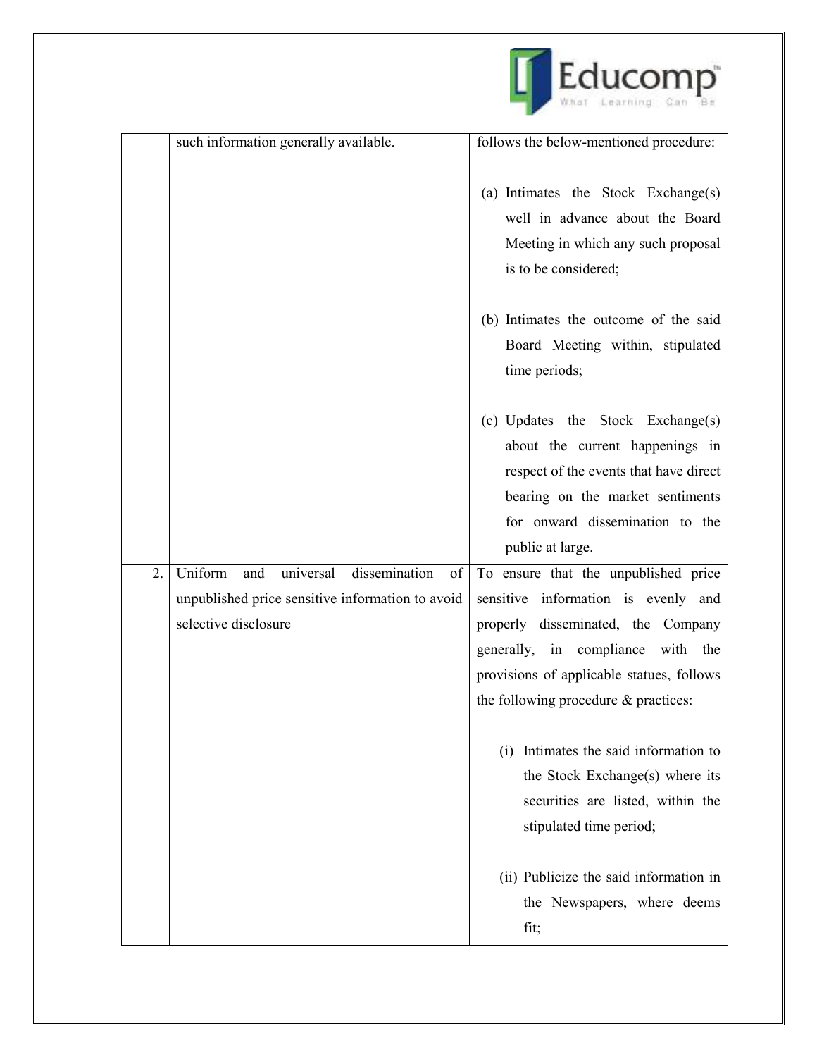| | | |
|---|---|---|
| | such information generally available. | follows the below-mentioned procedure:<br><br>(a) Intimates the Stock Exchange(s) well in advance about the Board Meeting in which any such proposal is to be considered;<br><br>(b) Intimates the outcome of the said Board Meeting within, stipulated time periods;<br><br>(c) Updates the Stock Exchange(s) about the current happenings in respect of the events that have direct bearing on the market sentiments for onward dissemination to the public at large. |
| 2. | Uniform and universal dissemination of unpublished price sensitive information to avoid selective disclosure | To ensure that the unpublished price sensitive information is evenly and properly disseminated, the Company generally, in compliance with the provisions of applicable statues, follows the following procedure & practices:<br><br>(i) Intimates the said information to the Stock Exchange(s) where its securities are listed, within the stipulated time period;<br><br>(ii) Publicize the said information in the Newspapers, where deems fit; |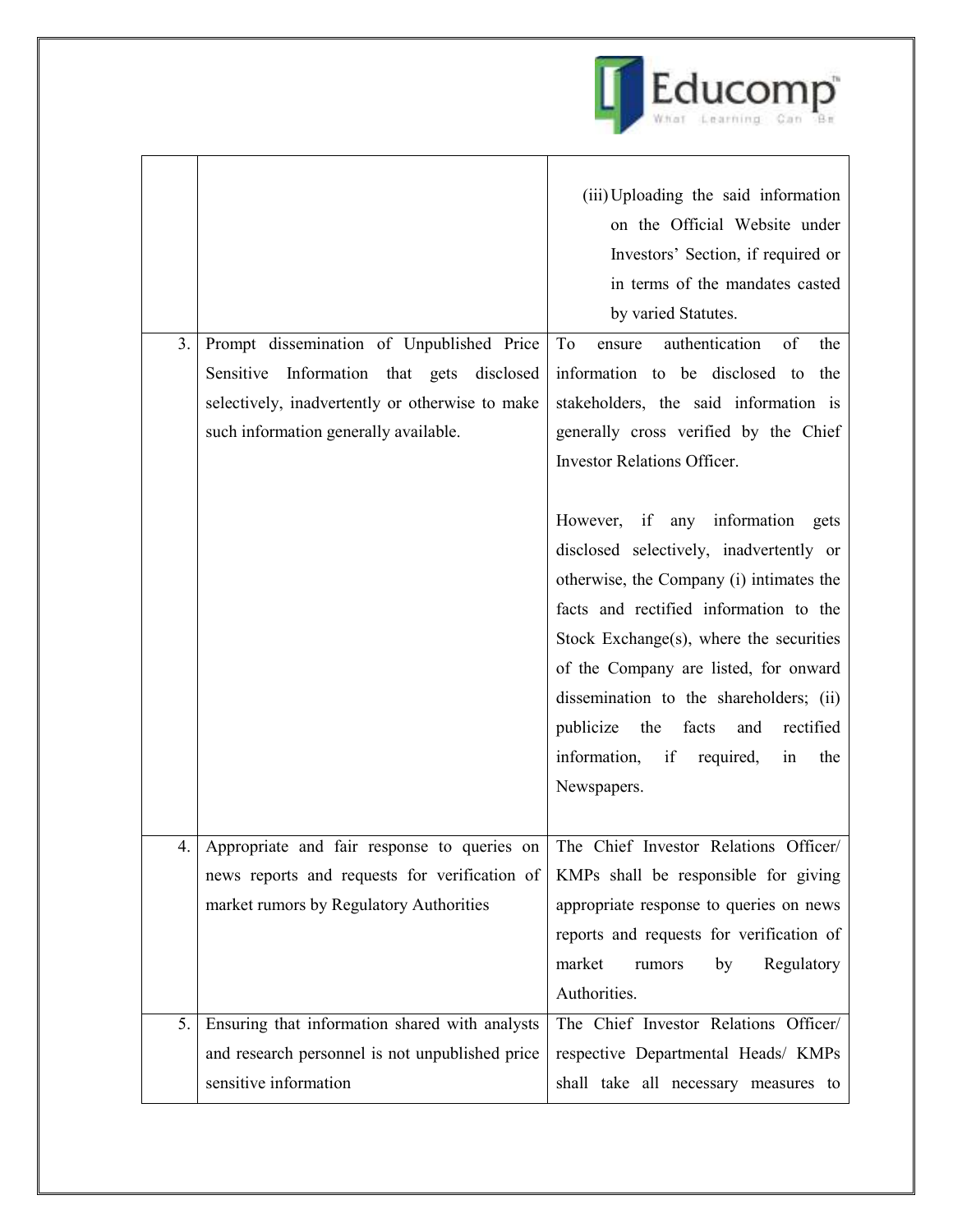| | | |
|---|---|---|
| | | (iii) Uploading the said information on the Official Website under Investors' Section, if required or in terms of the mandates casted by varied Statutes. |
| 3. | Prompt dissemination of Unpublished Price Sensitive Information that gets disclosed selectively, inadvertently or otherwise to make such information generally available. | To ensure authentication of the information to be disclosed to the stakeholders, the said information is generally cross verified by the Chief Investor Relations Officer.<br><br>However, if any information gets disclosed selectively, inadvertently or otherwise, the Company (i) intimates the facts and rectified information to the Stock Exchange(s), where the securities of the Company are listed, for onward dissemination to the shareholders; (ii) publicize the facts and rectified information, if required, in the Newspapers. |
| 4. | Appropriate and fair response to queries on news reports and requests for verification of market rumors by Regulatory Authorities | The Chief Investor Relations Officer/ KMPs shall be responsible for giving appropriate response to queries on news reports and requests for verification of market rumors by Regulatory Authorities. |
| 5. | Ensuring that information shared with analysts and research personnel is not unpublished price sensitive information | The Chief Investor Relations Officer/ respective Departmental Heads/ KMPs shall take all necessary measures to |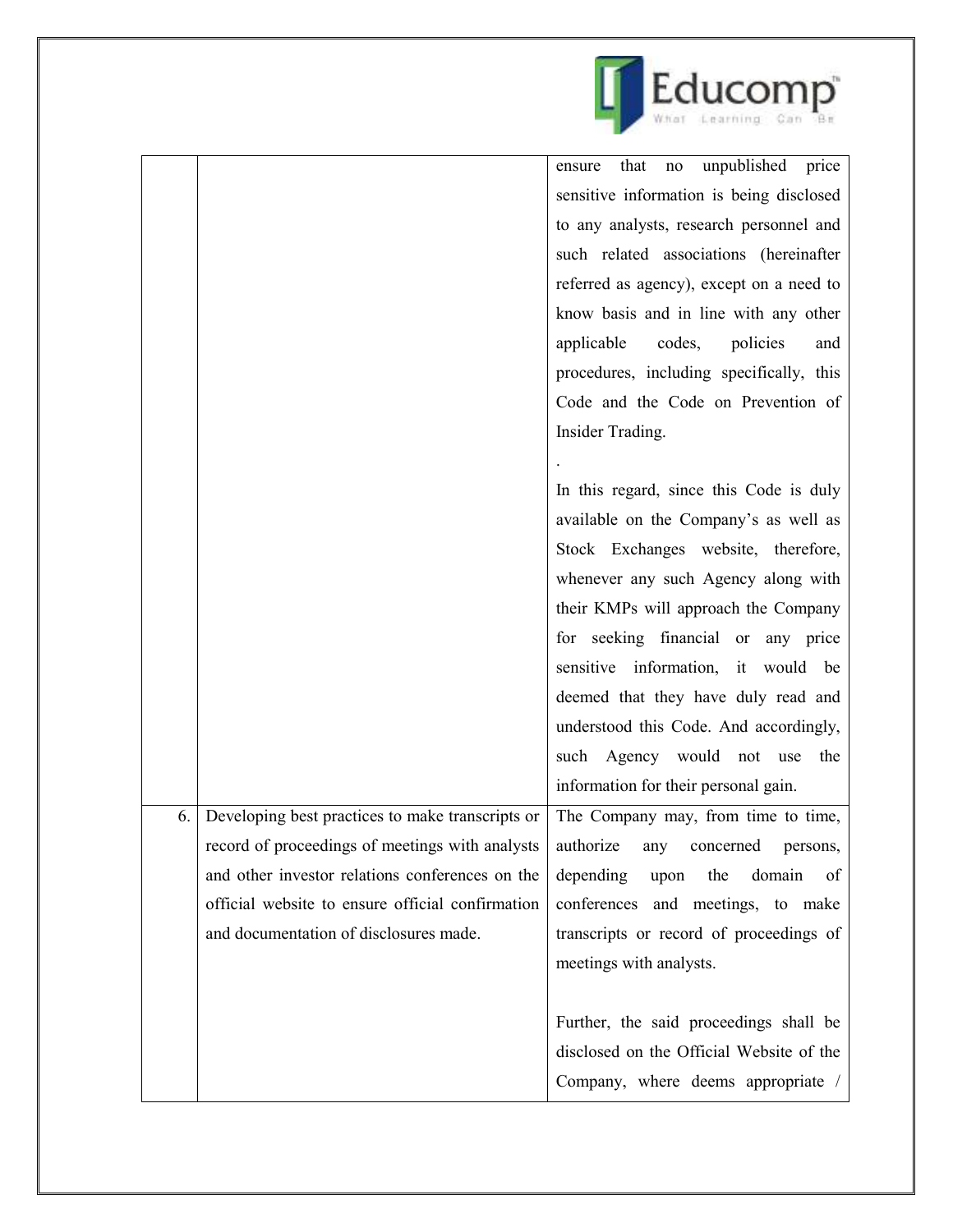| | | |
|---|---|---|
| | | ensure that no unpublished price sensitive information is being disclosed to any analysts, research personnel and such related associations (hereinafter referred as agency), except on a need to know basis and in line with any other applicable codes, policies and procedures, including specifically, this Code and the Code on Prevention of Insider Trading.<br><br>.<br><br>In this regard, since this Code is duly available on the Company's as well as Stock Exchanges website, therefore, whenever any such Agency along with their KMPs will approach the Company for seeking financial or any price sensitive information, it would be deemed that they have duly read and understood this Code. And accordingly, such Agency would not use the information for their personal gain. |
| 6. | Developing best practices to make transcripts or record of proceedings of meetings with analysts and other investor relations conferences on the official website to ensure official confirmation and documentation of disclosures made. | The Company may, from time to time, authorize any concerned persons, depending upon the domain of conferences and meetings, to make transcripts or record of proceedings of meetings with analysts.<br><br>Further, the said proceedings shall be disclosed on the Official Website of the Company, where deems appropriate / |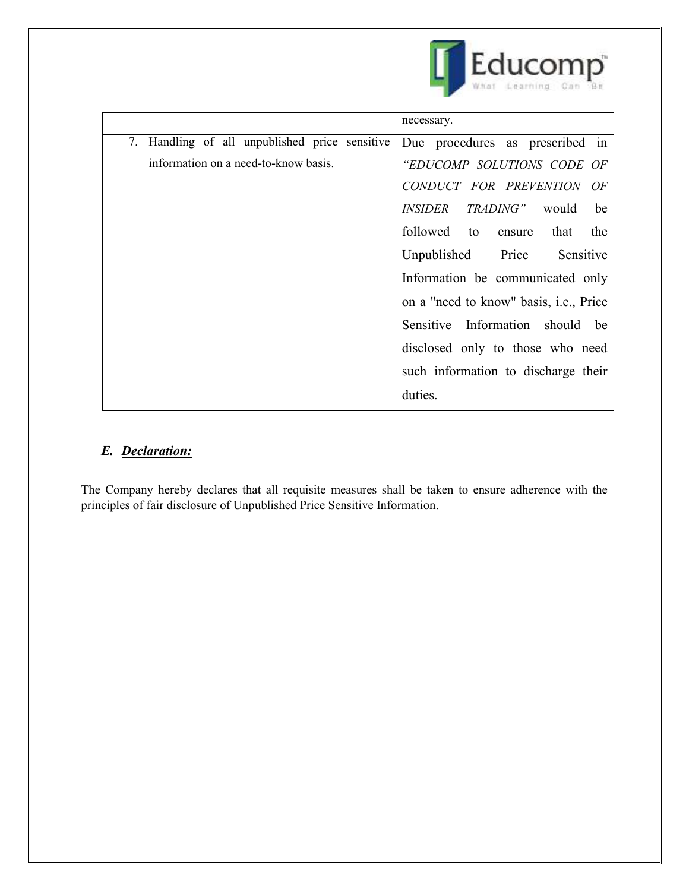| | | |
|---|---|---|
| | | necessary. |
| 7. | Handling of all unpublished price sensitive information on a need-to-know basis. | Due procedures as prescribed in *"EDUCOMP SOLUTIONS CODE OF CONDUCT FOR PREVENTION OF INSIDER TRADING"* would be followed to ensure that the Unpublished Price Sensitive Information be communicated only on a "need to know" basis, i.e., Price Sensitive Information should be disclosed only to those who need such information to discharge their duties. |

### *E. Declaration:*

The Company hereby declares that all requisite measures shall be taken to ensure adherence with the principles of fair disclosure of Unpublished Price Sensitive Information.